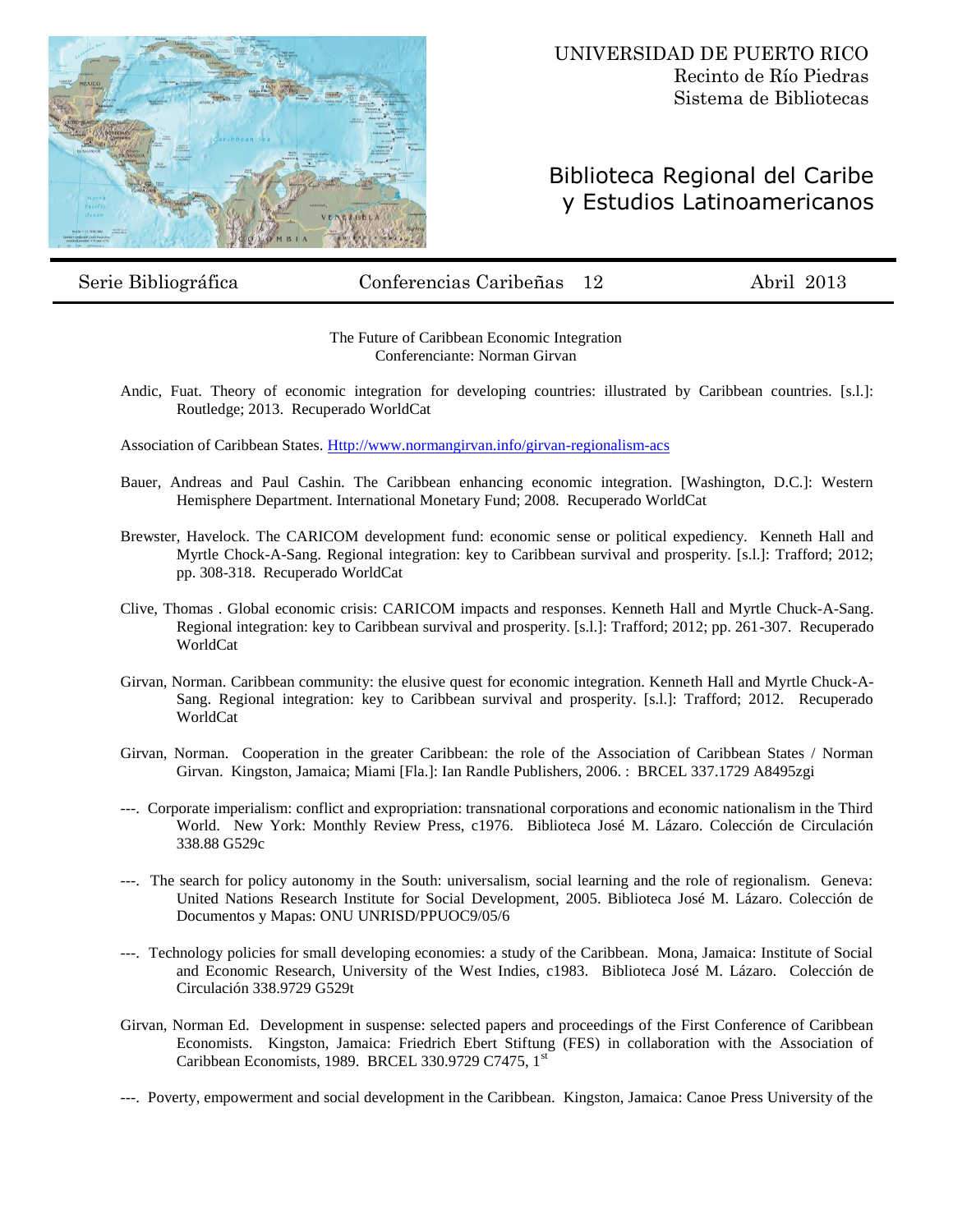UNIVERSIDAD DE PUERTO RICO
Recinto de Río Piedras
Sistema de Bibliotecas

# Biblioteca Regional del Caribe y Estudios Latinoamericanos

Serie Bibliográfica | Conferencias Caribeñas 12 | Abril 2013

The Future of Caribbean Economic Integration
Conferenciante: Norman Girvan

Andic, Fuat. Theory of economic integration for developing countries: illustrated by Caribbean countries. [s.l.]: Routledge; 2013. Recuperado WorldCat

Association of Caribbean States. Http://www.normangirvan.info/girvan-regionalism-acs

Bauer, Andreas and Paul Cashin. The Caribbean enhancing economic integration. [Washington, D.C.]: Western Hemisphere Department. International Monetary Fund; 2008. Recuperado WorldCat

Brewster, Havelock. The CARICOM development fund: economic sense or political expediency. Kenneth Hall and Myrtle Chock-A-Sang. Regional integration: key to Caribbean survival and prosperity. [s.l.]: Trafford; 2012; pp. 308-318. Recuperado WorldCat

Clive, Thomas . Global economic crisis: CARICOM impacts and responses. Kenneth Hall and Myrtle Chuck-A-Sang. Regional integration: key to Caribbean survival and prosperity. [s.l.]: Trafford; 2012; pp. 261-307. Recuperado WorldCat

Girvan, Norman. Caribbean community: the elusive quest for economic integration. Kenneth Hall and Myrtle Chuck-A-Sang. Regional integration: key to Caribbean survival and prosperity. [s.l.]: Trafford; 2012. Recuperado WorldCat

Girvan, Norman. Cooperation in the greater Caribbean: the role of the Association of Caribbean States / Norman Girvan. Kingston, Jamaica; Miami [Fla.]: Ian Randle Publishers, 2006. : BRCEL 337.1729 A8495zgi

---. Corporate imperialism: conflict and expropriation: transnational corporations and economic nationalism in the Third World. New York: Monthly Review Press, c1976. Biblioteca José M. Lázaro. Colección de Circulación 338.88 G529c

---. The search for policy autonomy in the South: universalism, social learning and the role of regionalism. Geneva: United Nations Research Institute for Social Development, 2005. Biblioteca José M. Lázaro. Colección de Documentos y Mapas: ONU UNRISD/PPUOC9/05/6

---. Technology policies for small developing economies: a study of the Caribbean. Mona, Jamaica: Institute of Social and Economic Research, University of the West Indies, c1983. Biblioteca José M. Lázaro. Colección de Circulación 338.9729 G529t

Girvan, Norman Ed. Development in suspense: selected papers and proceedings of the First Conference of Caribbean Economists. Kingston, Jamaica: Friedrich Ebert Stiftung (FES) in collaboration with the Association of Caribbean Economists, 1989. BRCEL 330.9729 C7475, 1st

---. Poverty, empowerment and social development in the Caribbean. Kingston, Jamaica: Canoe Press University of the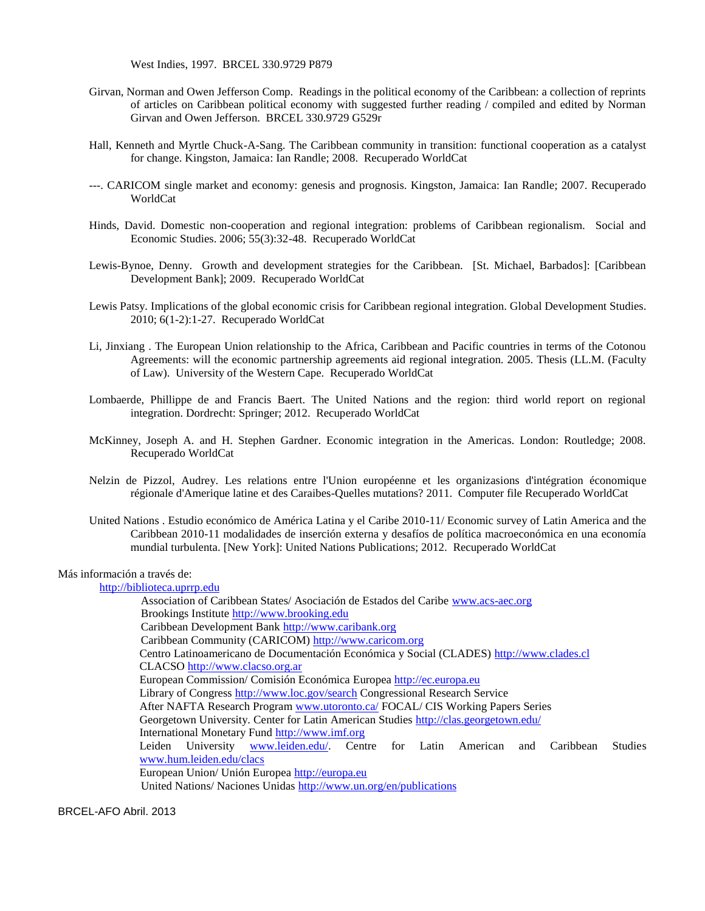West Indies, 1997. BRCEL 330.9729 P879

Girvan, Norman and Owen Jefferson Comp. Readings in the political economy of the Caribbean: a collection of reprints of articles on Caribbean political economy with suggested further reading / compiled and edited by Norman Girvan and Owen Jefferson. BRCEL 330.9729 G529r

Hall, Kenneth and Myrtle Chuck-A-Sang. The Caribbean community in transition: functional cooperation as a catalyst for change. Kingston, Jamaica: Ian Randle; 2008. Recuperado WorldCat

---. CARICOM single market and economy: genesis and prognosis. Kingston, Jamaica: Ian Randle; 2007. Recuperado WorldCat

Hinds, David. Domestic non-cooperation and regional integration: problems of Caribbean regionalism. Social and Economic Studies. 2006; 55(3):32-48. Recuperado WorldCat

Lewis-Bynoe, Denny. Growth and development strategies for the Caribbean. [St. Michael, Barbados]: [Caribbean Development Bank]; 2009. Recuperado WorldCat

Lewis Patsy. Implications of the global economic crisis for Caribbean regional integration. Global Development Studies. 2010; 6(1-2):1-27. Recuperado WorldCat

Li, Jinxiang . The European Union relationship to the Africa, Caribbean and Pacific countries in terms of the Cotonou Agreements: will the economic partnership agreements aid regional integration. 2005. Thesis (LL.M. (Faculty of Law). University of the Western Cape. Recuperado WorldCat

Lombaerde, Phillippe de and Francis Baert. The United Nations and the region: third world report on regional integration. Dordrecht: Springer; 2012. Recuperado WorldCat

McKinney, Joseph A. and H. Stephen Gardner. Economic integration in the Americas. London: Routledge; 2008. Recuperado WorldCat

Nelzin de Pizzol, Audrey. Les relations entre l'Union européenne et les organizasions d'intégration économique régionale d'Amerique latine et des Caraibes-Quelles mutations? 2011. Computer file Recuperado WorldCat

United Nations . Estudio económico de América Latina y el Caribe 2010-11/ Economic survey of Latin America and the Caribbean 2010-11 modalidades de inserción externa y desafíos de política macroeconómica en una economía mundial turbulenta. [New York]: United Nations Publications; 2012. Recuperado WorldCat

Más información a través de:

http://biblioteca.uprrp.edu

Association of Caribbean States/ Asociación de Estados del Caribe www.acs-aec.org
Brookings Institute http://www.brooking.edu
Caribbean Development Bank http://www.caribank.org
Caribbean Community (CARICOM) http://www.caricom.org
Centro Latinoamericano de Documentación Económica y Social (CLADES) http://www.clades.cl
CLACSO http://www.clacso.org.ar
European Commission/ Comisión Económica Europea http://ec.europa.eu
Library of Congress http://www.loc.gov/search Congressional Research Service
After NAFTA Research Program www.utoronto.ca/ FOCAL/ CIS Working Papers Series
Georgetown University. Center for Latin American Studies http://clas.georgetown.edu/
International Monetary Fund http://www.imf.org
Leiden University www.leiden.edu/. Centre for Latin American and Caribbean Studies www.hum.leiden.edu/clacs
European Union/ Unión Europea http://europa.eu
United Nations/ Naciones Unidas http://www.un.org/en/publications

BRCEL-AFO Abril. 2013